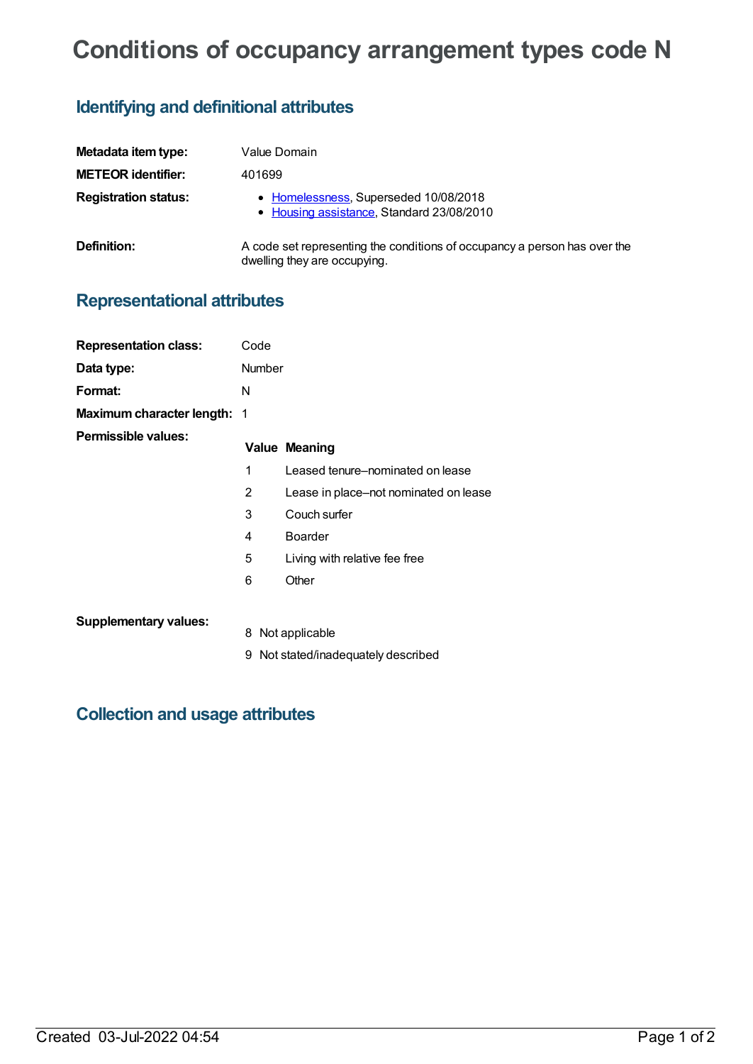# Conditions of occupancy arrangement types code N

## Identifying and definitional attributes

| | |
|---|---|
| **Metadata item type:** | Value Domain |
| **METEOR identifier:** | 401699 |
| **Registration status:** | • Homelessness, Superseded 10/08/2018<br>• Housing assistance, Standard 23/08/2010 |
| **Definition:** | A code set representing the conditions of occupancy a person has over the dwelling they are occupying. |

## Representational attributes

| | |
|---|---|
| **Representation class:** | Code |
| **Data type:** | Number |
| **Format:** | N |
| **Maximum character length:** | 1 |

**Permissible values:**

| Value | Meaning |
|---|---|
| 1 | Leased tenure–nominated on lease |
| 2 | Lease in place–not nominated on lease |
| 3 | Couch surfer |
| 4 | Boarder |
| 5 | Living with relative fee free |
| 6 | Other |

**Supplementary values:**

| Value | Meaning |
|---|---|
| 8 | Not applicable |
| 9 | Not stated/inadequately described |

## Collection and usage attributes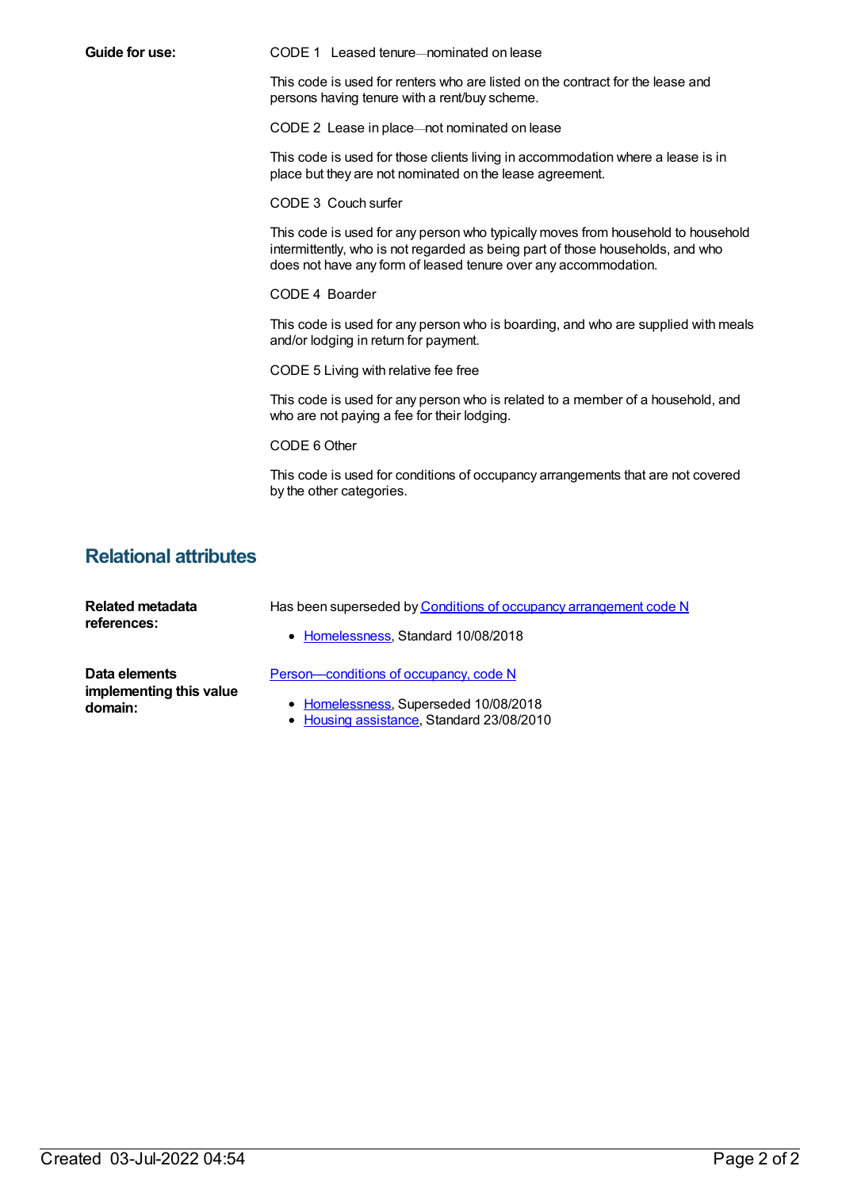**Guide for use:**

CODE 1 Leased tenure—nominated on lease

This code is used for renters who are listed on the contract for the lease and persons having tenure with a rent/buy scheme.

CODE 2 Lease in place—not nominated on lease

This code is used for those clients living in accommodation where a lease is in place but they are not nominated on the lease agreement.

CODE 3 Couch surfer

This code is used for any person who typically moves from household to household intermittently, who is not regarded as being part of those households, and who does not have any form of leased tenure over any accommodation.

CODE 4 Boarder

This code is used for any person who is boarding, and who are supplied with meals and/or lodging in return for payment.

CODE 5 Living with relative fee free

This code is used for any person who is related to a member of a household, and who are not paying a fee for their lodging.

CODE 6 Other

This code is used for conditions of occupancy arrangements that are not covered by the other categories.

## Relational attributes

**Related metadata references:**

Has been superseded by Conditions of occupancy arrangement code N

- Homelessness, Standard 10/08/2018

**Data elements implementing this value domain:**

Person—conditions of occupancy, code N

- Homelessness, Superseded 10/08/2018
- Housing assistance, Standard 23/08/2010